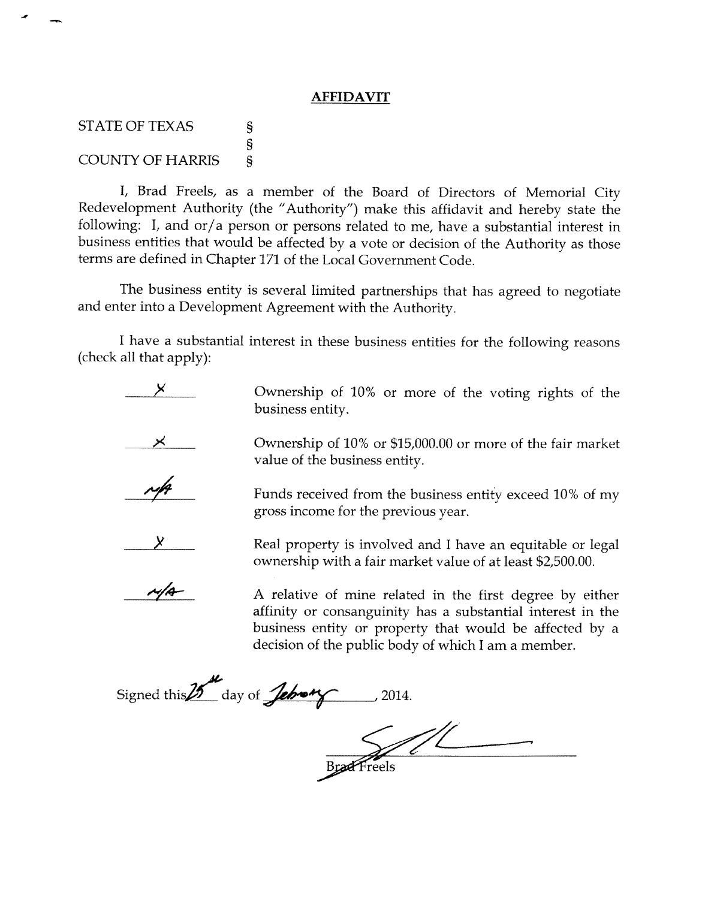## AFFIDAVIT

STATE OF TEXAS §
§
COUNTY OF HARRIS §

I, Brad Freels, as a member of the Board of Directors of Memorial City Redevelopment Authority (the "Authority") make this affidavit and hereby state the following: I, and or/a person or persons related to me, have a substantial interest in business entities that would be affected by a vote or decision of the Authority as those terms are defined in Chapter 171 of the Local Government Code.

The business entity is several limited partnerships that has agreed to negotiate and enter into a Development Agreement with the Authority.

I have a substantial interest in these business entities for the following reasons (check all that apply):

| | |
|---|---|
| X | Ownership of 10% or more of the voting rights of the business entity. |
| X | Ownership of 10% or $15,000.00 or more of the fair market value of the business entity. |
| N/A | Funds received from the business entity exceed 10% of my gross income for the previous year. |
| X | Real property is involved and I have an equitable or legal ownership with a fair market value of at least $2,500.00. |
| N/A | A relative of mine related in the first degree by either affinity or consanguinity has a substantial interest in the business entity or property that would be affected by a decision of the public body of which I am a member. |

Signed this 25th day of February, 2014.

Brad Freels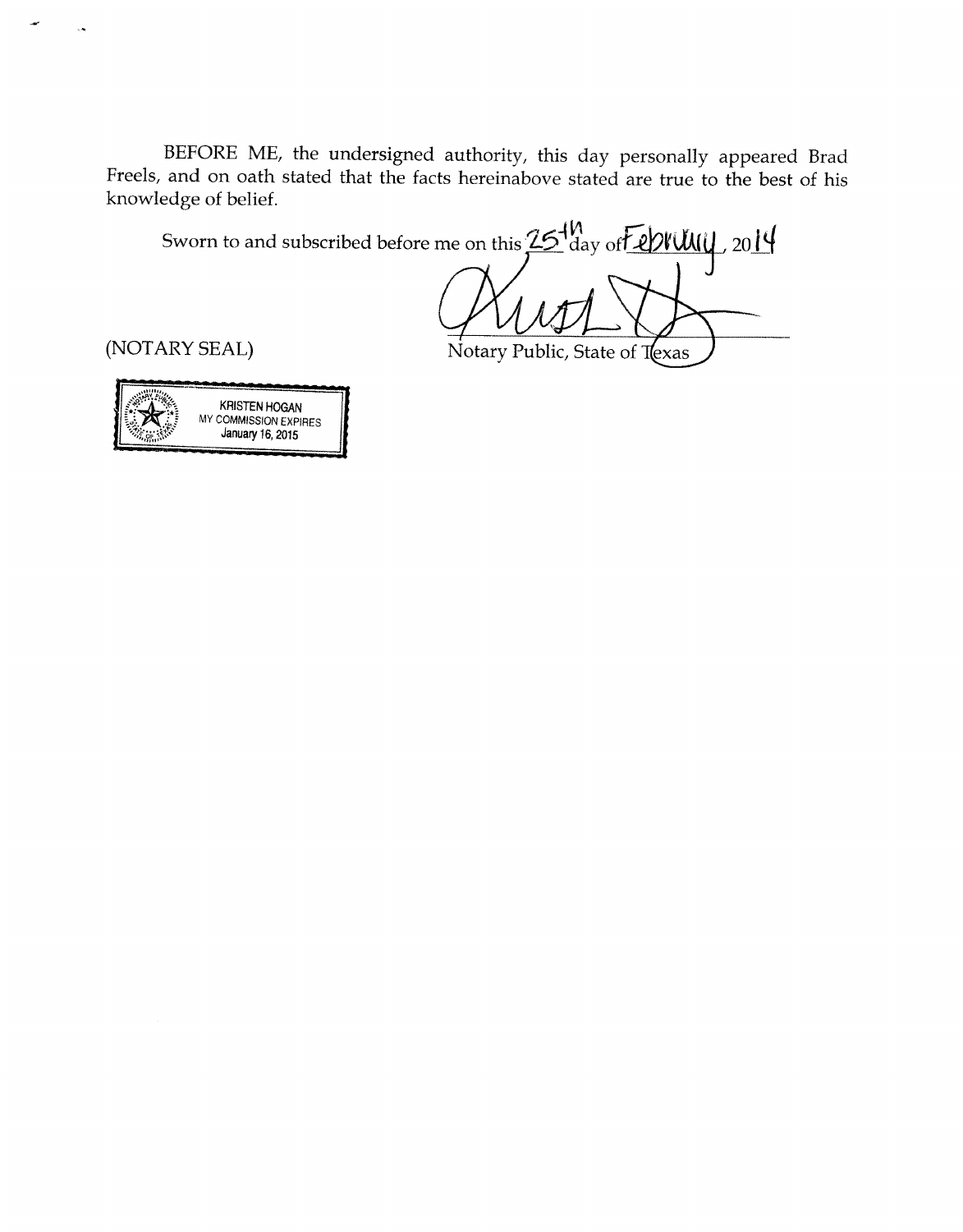BEFORE ME, the undersigned authority, this day personally appeared Brad Freels, and on oath stated that the facts hereinabove stated are true to the best of his knowledge of belief.

Sworn to and subscribed before me on this 25th day of February, 2014

Notary Public, State of Texas

(NOTARY SEAL)

KRISTEN HOGAN
MY COMMISSION EXPIRES
January 16, 2015